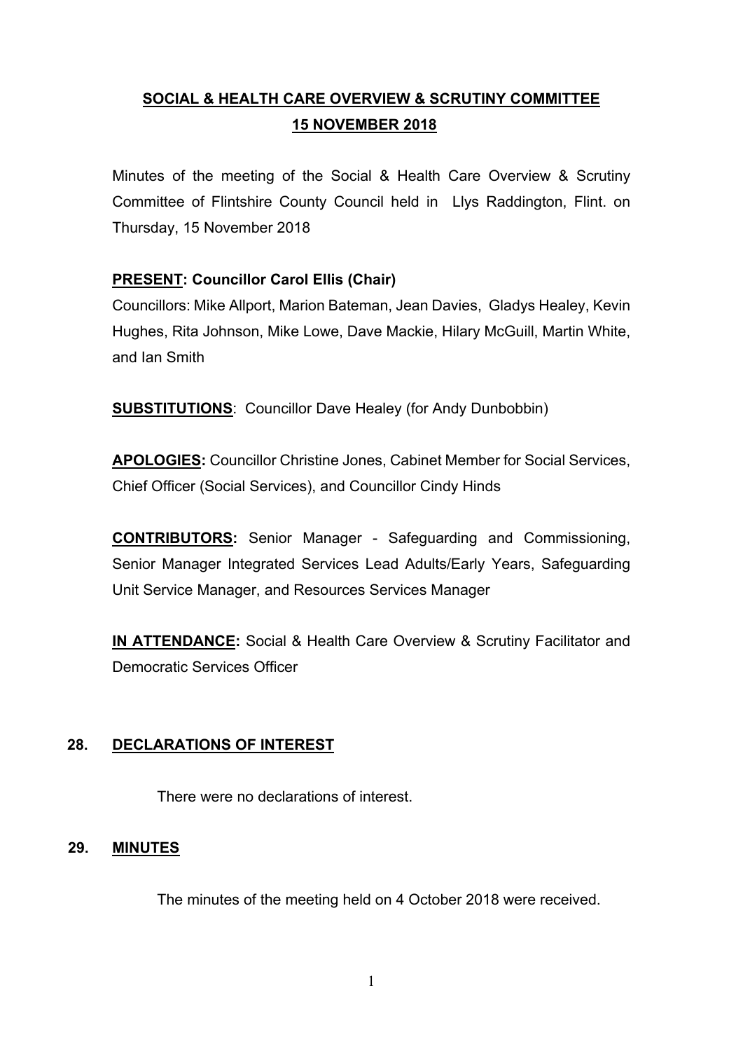# SOCIAL & HEALTH CARE OVERVIEW & SCRUTINY COMMITTEE
## 15 NOVEMBER 2018

Minutes of the meeting of the Social & Health Care Overview & Scrutiny Committee of Flintshire County Council held in Llys Raddington, Flint. on Thursday, 15 November 2018

**PRESENT: Councillor Carol Ellis (Chair)**
Councillors: Mike Allport, Marion Bateman, Jean Davies, Gladys Healey, Kevin Hughes, Rita Johnson, Mike Lowe, Dave Mackie, Hilary McGuill, Martin White, and Ian Smith

**SUBSTITUTIONS**: Councillor Dave Healey (for Andy Dunbobbin)

**APOLOGIES:** Councillor Christine Jones, Cabinet Member for Social Services, Chief Officer (Social Services), and Councillor Cindy Hinds

**CONTRIBUTORS:** Senior Manager - Safeguarding and Commissioning, Senior Manager Integrated Services Lead Adults/Early Years, Safeguarding Unit Service Manager, and Resources Services Manager

**IN ATTENDANCE:** Social & Health Care Overview & Scrutiny Facilitator and Democratic Services Officer

**28. DECLARATIONS OF INTEREST**

There were no declarations of interest.

**29. MINUTES**

The minutes of the meeting held on 4 October 2018 were received.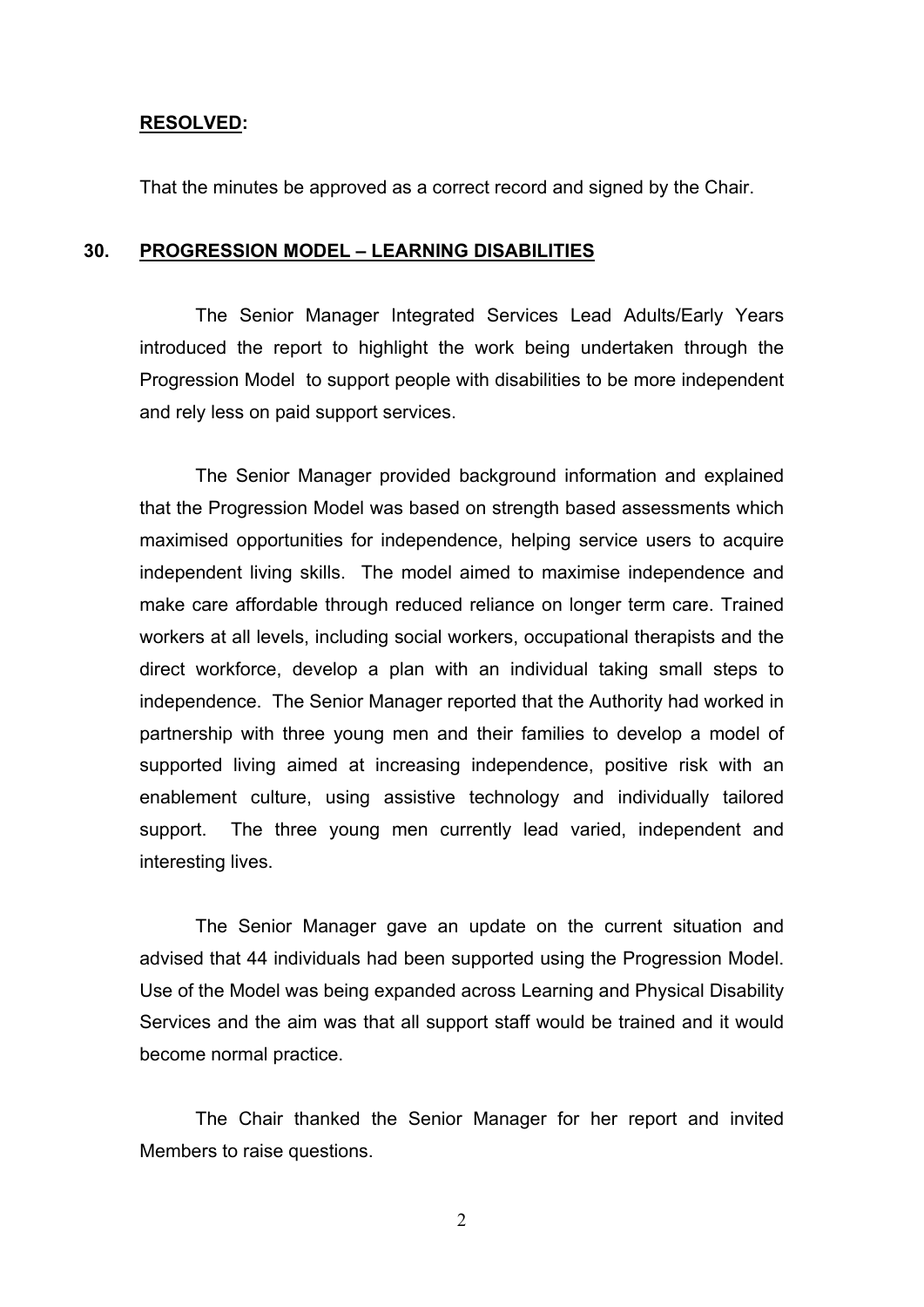**RESOLVED:**

That the minutes be approved as a correct record and signed by the Chair.

## 30. PROGRESSION MODEL – LEARNING DISABILITIES

The Senior Manager Integrated Services Lead Adults/Early Years introduced the report to highlight the work being undertaken through the Progression Model to support people with disabilities to be more independent and rely less on paid support services.

The Senior Manager provided background information and explained that the Progression Model was based on strength based assessments which maximised opportunities for independence, helping service users to acquire independent living skills. The model aimed to maximise independence and make care affordable through reduced reliance on longer term care. Trained workers at all levels, including social workers, occupational therapists and the direct workforce, develop a plan with an individual taking small steps to independence. The Senior Manager reported that the Authority had worked in partnership with three young men and their families to develop a model of supported living aimed at increasing independence, positive risk with an enablement culture, using assistive technology and individually tailored support. The three young men currently lead varied, independent and interesting lives.

The Senior Manager gave an update on the current situation and advised that 44 individuals had been supported using the Progression Model. Use of the Model was being expanded across Learning and Physical Disability Services and the aim was that all support staff would be trained and it would become normal practice.

The Chair thanked the Senior Manager for her report and invited Members to raise questions.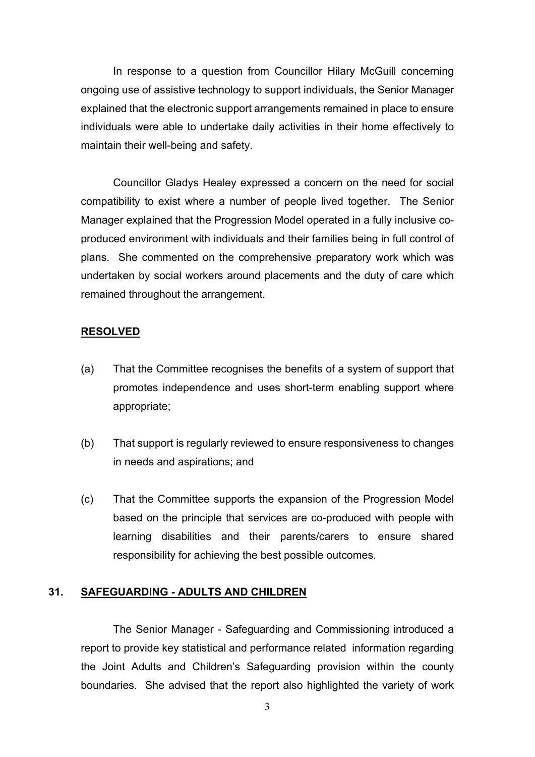In response to a question from Councillor Hilary McGuill concerning ongoing use of assistive technology to support individuals, the Senior Manager explained that the electronic support arrangements remained in place to ensure individuals were able to undertake daily activities in their home effectively to maintain their well-being and safety.

Councillor Gladys Healey expressed a concern on the need for social compatibility to exist where a number of people lived together. The Senior Manager explained that the Progression Model operated in a fully inclusive co-produced environment with individuals and their families being in full control of plans. She commented on the comprehensive preparatory work which was undertaken by social workers around placements and the duty of care which remained throughout the arrangement.

**RESOLVED**

(a) That the Committee recognises the benefits of a system of support that promotes independence and uses short-term enabling support where appropriate;

(b) That support is regularly reviewed to ensure responsiveness to changes in needs and aspirations; and

(c) That the Committee supports the expansion of the Progression Model based on the principle that services are co-produced with people with learning disabilities and their parents/carers to ensure shared responsibility for achieving the best possible outcomes.

## 31. SAFEGUARDING - ADULTS AND CHILDREN

The Senior Manager - Safeguarding and Commissioning introduced a report to provide key statistical and performance related information regarding the Joint Adults and Children's Safeguarding provision within the county boundaries. She advised that the report also highlighted the variety of work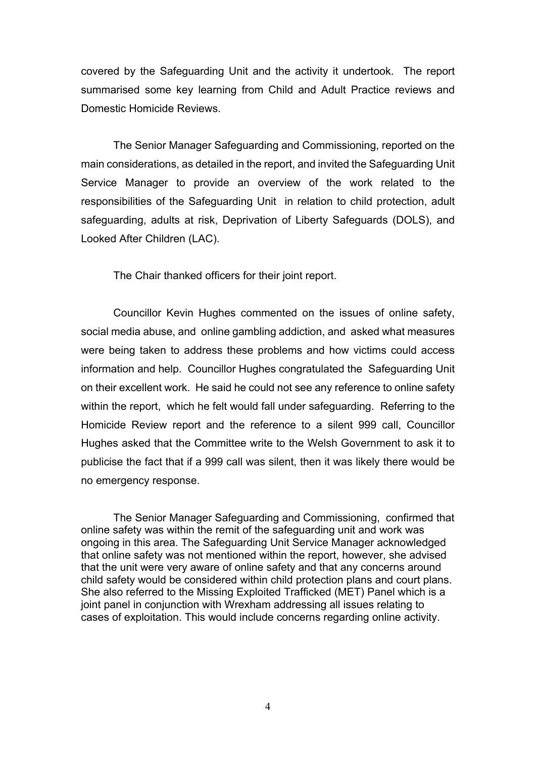covered by the Safeguarding Unit and the activity it undertook. The report summarised some key learning from Child and Adult Practice reviews and Domestic Homicide Reviews.

The Senior Manager Safeguarding and Commissioning, reported on the main considerations, as detailed in the report, and invited the Safeguarding Unit Service Manager to provide an overview of the work related to the responsibilities of the Safeguarding Unit in relation to child protection, adult safeguarding, adults at risk, Deprivation of Liberty Safeguards (DOLS), and Looked After Children (LAC).

The Chair thanked officers for their joint report.

Councillor Kevin Hughes commented on the issues of online safety, social media abuse, and online gambling addiction, and asked what measures were being taken to address these problems and how victims could access information and help. Councillor Hughes congratulated the Safeguarding Unit on their excellent work. He said he could not see any reference to online safety within the report, which he felt would fall under safeguarding. Referring to the Homicide Review report and the reference to a silent 999 call, Councillor Hughes asked that the Committee write to the Welsh Government to ask it to publicise the fact that if a 999 call was silent, then it was likely there would be no emergency response.

The Senior Manager Safeguarding and Commissioning, confirmed that online safety was within the remit of the safeguarding unit and work was ongoing in this area. The Safeguarding Unit Service Manager acknowledged that online safety was not mentioned within the report, however, she advised that the unit were very aware of online safety and that any concerns around child safety would be considered within child protection plans and court plans. She also referred to the Missing Exploited Trafficked (MET) Panel which is a joint panel in conjunction with Wrexham addressing all issues relating to cases of exploitation. This would include concerns regarding online activity.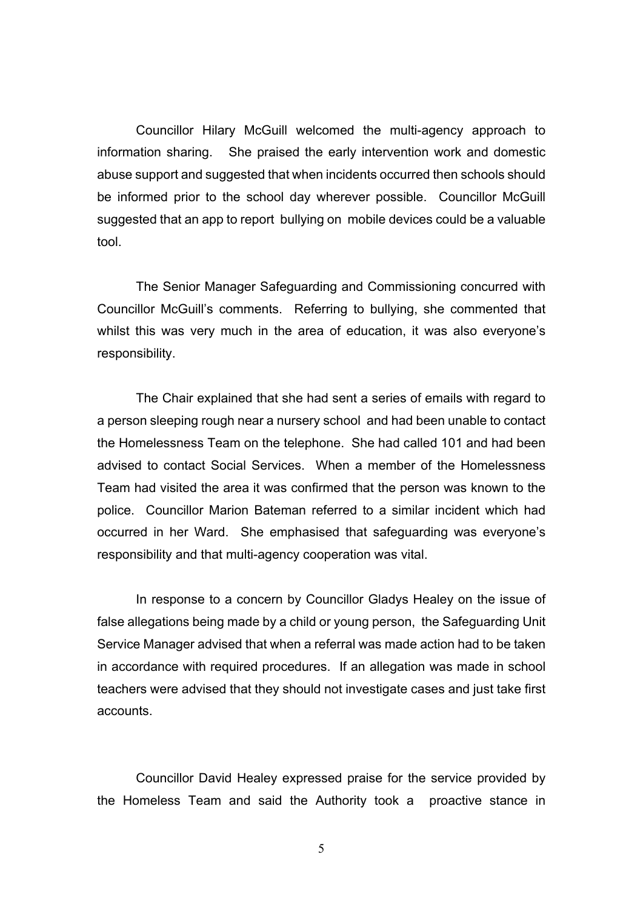Councillor Hilary McGuill welcomed the multi-agency approach to information sharing. She praised the early intervention work and domestic abuse support and suggested that when incidents occurred then schools should be informed prior to the school day wherever possible. Councillor McGuill suggested that an app to report bullying on mobile devices could be a valuable tool.

The Senior Manager Safeguarding and Commissioning concurred with Councillor McGuill's comments. Referring to bullying, she commented that whilst this was very much in the area of education, it was also everyone's responsibility.

The Chair explained that she had sent a series of emails with regard to a person sleeping rough near a nursery school and had been unable to contact the Homelessness Team on the telephone. She had called 101 and had been advised to contact Social Services. When a member of the Homelessness Team had visited the area it was confirmed that the person was known to the police. Councillor Marion Bateman referred to a similar incident which had occurred in her Ward. She emphasised that safeguarding was everyone's responsibility and that multi-agency cooperation was vital.

In response to a concern by Councillor Gladys Healey on the issue of false allegations being made by a child or young person, the Safeguarding Unit Service Manager advised that when a referral was made action had to be taken in accordance with required procedures. If an allegation was made in school teachers were advised that they should not investigate cases and just take first accounts.

Councillor David Healey expressed praise for the service provided by the Homeless Team and said the Authority took a proactive stance in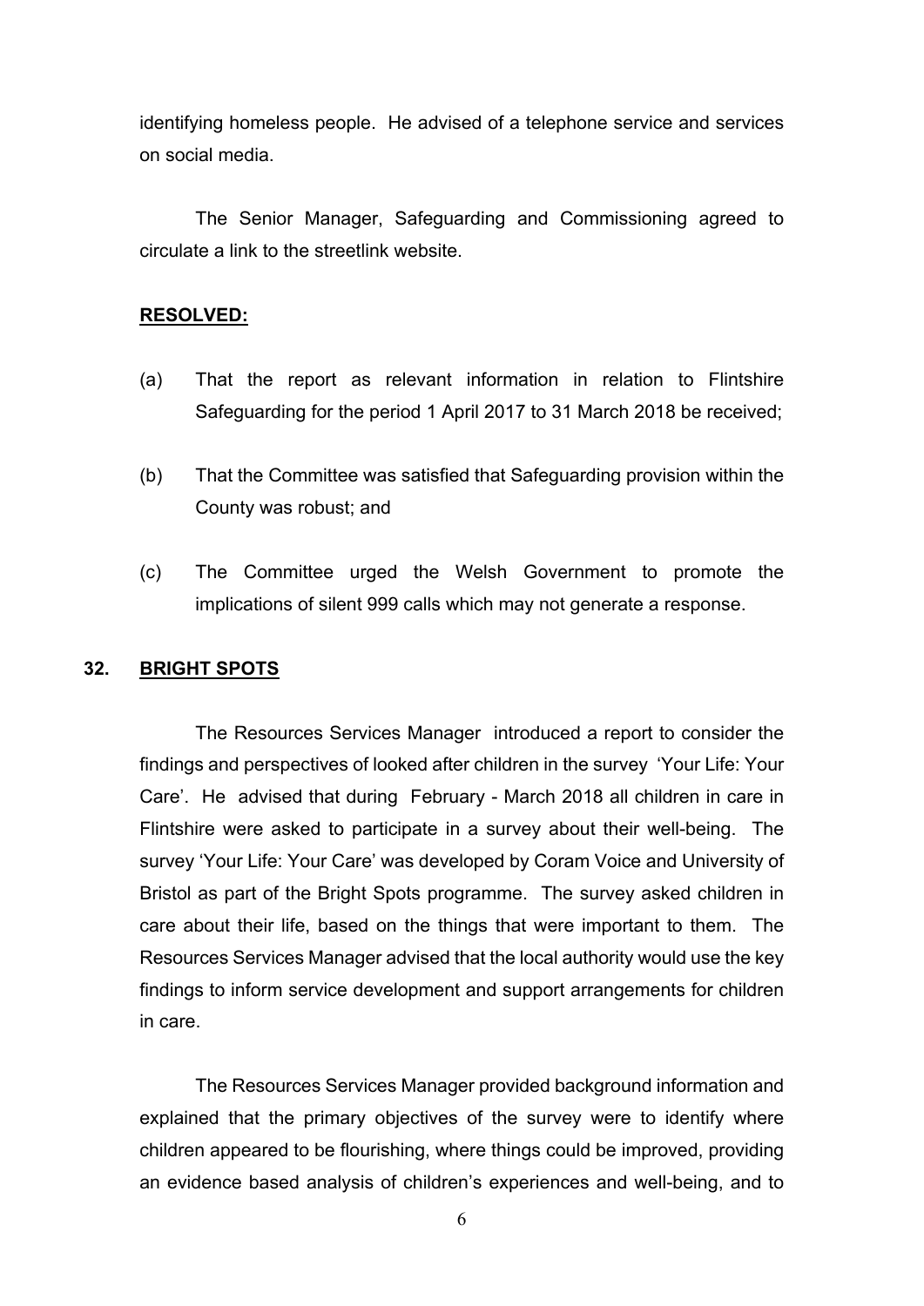identifying homeless people. He advised of a telephone service and services on social media.

The Senior Manager, Safeguarding and Commissioning agreed to circulate a link to the streetlink website.

**RESOLVED:**

(a) That the report as relevant information in relation to Flintshire Safeguarding for the period 1 April 2017 to 31 March 2018 be received;

(b) That the Committee was satisfied that Safeguarding provision within the County was robust; and

(c) The Committee urged the Welsh Government to promote the implications of silent 999 calls which may not generate a response.

## 32. BRIGHT SPOTS

The Resources Services Manager introduced a report to consider the findings and perspectives of looked after children in the survey 'Your Life: Your Care'. He advised that during February - March 2018 all children in care in Flintshire were asked to participate in a survey about their well-being. The survey 'Your Life: Your Care' was developed by Coram Voice and University of Bristol as part of the Bright Spots programme. The survey asked children in care about their life, based on the things that were important to them. The Resources Services Manager advised that the local authority would use the key findings to inform service development and support arrangements for children in care.

The Resources Services Manager provided background information and explained that the primary objectives of the survey were to identify where children appeared to be flourishing, where things could be improved, providing an evidence based analysis of children's experiences and well-being, and to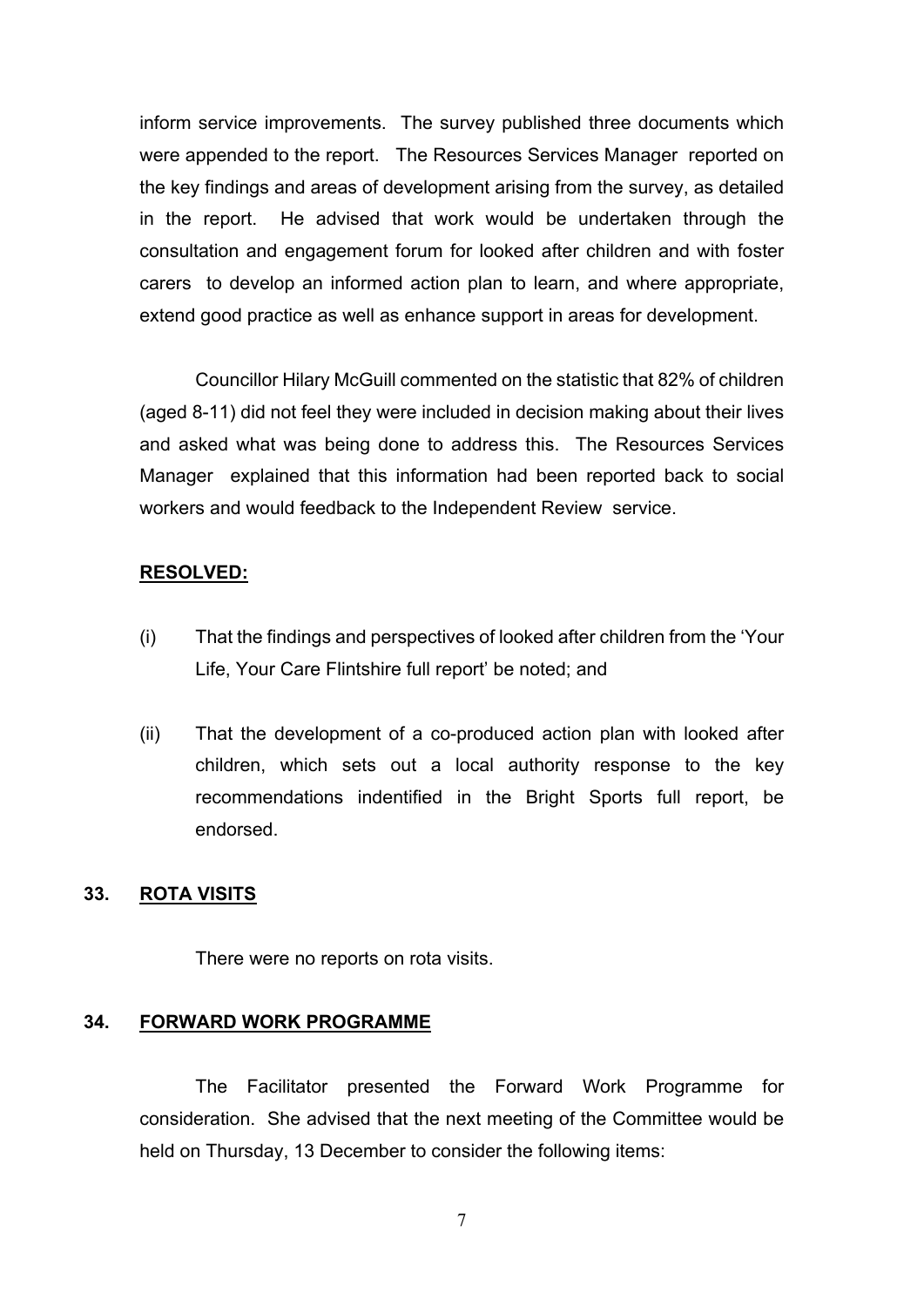inform service improvements. The survey published three documents which were appended to the report. The Resources Services Manager reported on the key findings and areas of development arising from the survey, as detailed in the report. He advised that work would be undertaken through the consultation and engagement forum for looked after children and with foster carers to develop an informed action plan to learn, and where appropriate, extend good practice as well as enhance support in areas for development.

Councillor Hilary McGuill commented on the statistic that 82% of children (aged 8-11) did not feel they were included in decision making about their lives and asked what was being done to address this. The Resources Services Manager explained that this information had been reported back to social workers and would feedback to the Independent Review service.

**RESOLVED:**

(i) That the findings and perspectives of looked after children from the 'Your Life, Your Care Flintshire full report' be noted; and

(ii) That the development of a co-produced action plan with looked after children, which sets out a local authority response to the key recommendations indentified in the Bright Sports full report, be endorsed.

## 33. ROTA VISITS

There were no reports on rota visits.

## 34. FORWARD WORK PROGRAMME

The Facilitator presented the Forward Work Programme for consideration. She advised that the next meeting of the Committee would be held on Thursday, 13 December to consider the following items: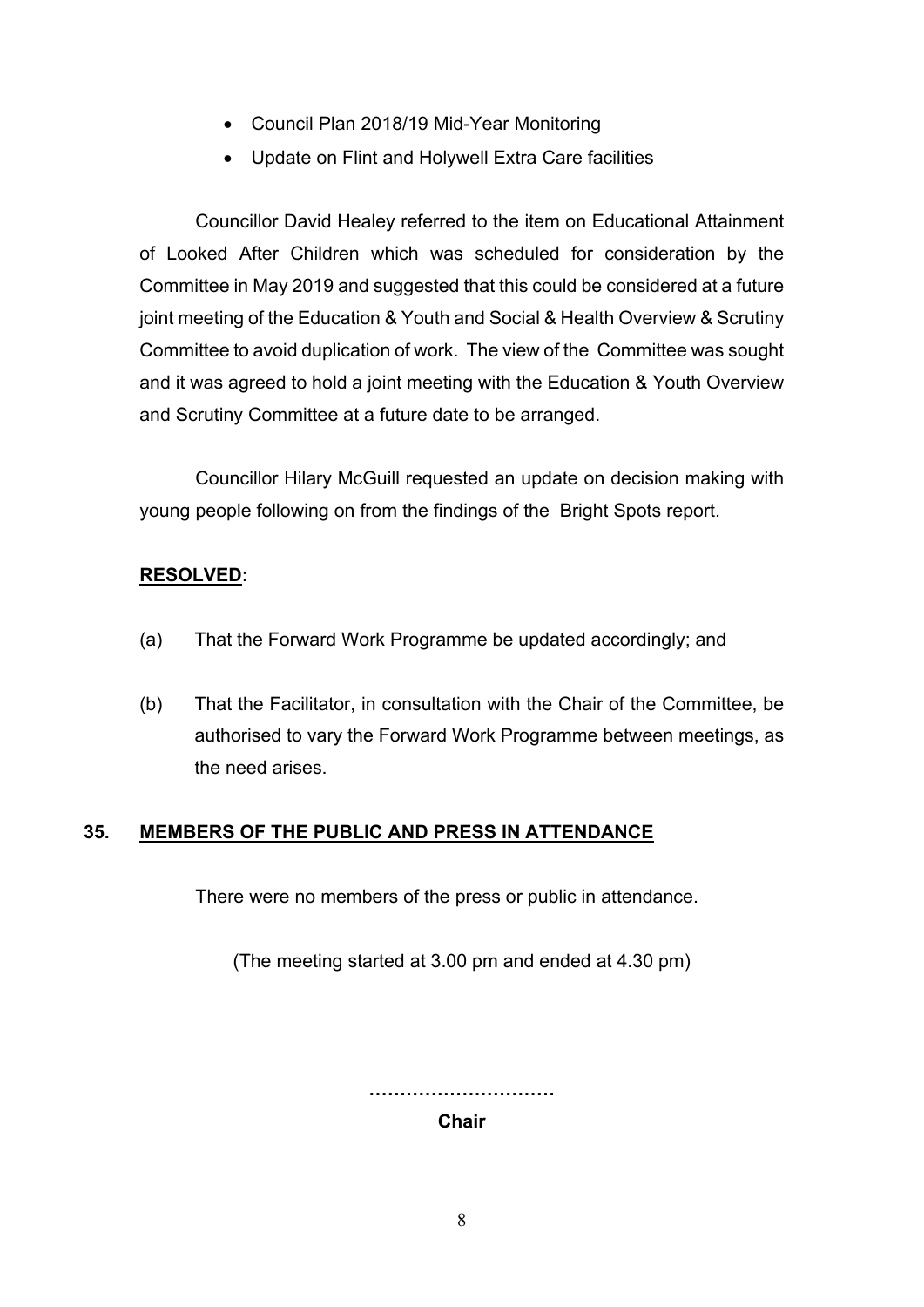- Council Plan 2018/19 Mid-Year Monitoring
- Update on Flint and Holywell Extra Care facilities

Councillor David Healey referred to the item on Educational Attainment of Looked After Children which was scheduled for consideration by the Committee in May 2019 and suggested that this could be considered at a future joint meeting of the Education & Youth and Social & Health Overview & Scrutiny Committee to avoid duplication of work. The view of the Committee was sought and it was agreed to hold a joint meeting with the Education & Youth Overview and Scrutiny Committee at a future date to be arranged.

Councillor Hilary McGuill requested an update on decision making with young people following on from the findings of the Bright Spots report.

**RESOLVED:**

(a) That the Forward Work Programme be updated accordingly; and

(b) That the Facilitator, in consultation with the Chair of the Committee, be authorised to vary the Forward Work Programme between meetings, as the need arises.

## 35. MEMBERS OF THE PUBLIC AND PRESS IN ATTENDANCE

There were no members of the press or public in attendance.

(The meeting started at 3.00 pm and ended at 4.30 pm)

…………………………

**Chair**